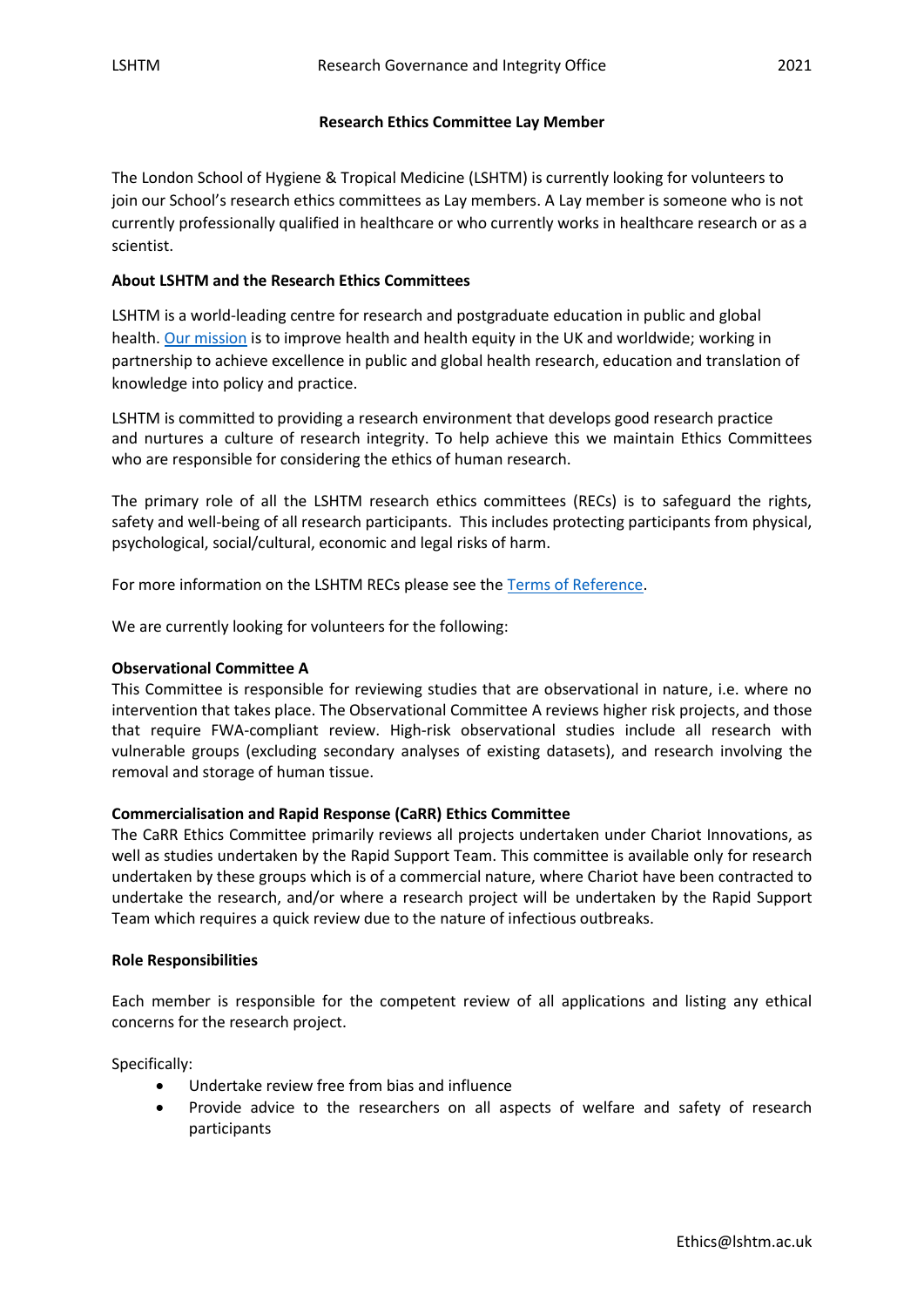# Research Ethics Committee Lay Member

The London School of Hygiene & Tropical Medicine (LSHTM) is currently looking for volunteers to join our School's research ethics committees as Lay members. A Lay member is someone who is not currently professionally qualified in healthcare or who currently works in healthcare research or as a scientist.

## About LSHTM and the Research Ethics Committees

LSHTM is a world-leading centre for research and postgraduate education in public and global health. [Our mission] is to improve health and health equity in the UK and worldwide; working in partnership to achieve excellence in public and global health research, education and translation of knowledge into policy and practice.

LSHTM is committed to providing a research environment that develops good research practice and nurtures a culture of research integrity. To help achieve this we maintain Ethics Committees who are responsible for considering the ethics of human research.

The primary role of all the LSHTM research ethics committees (RECs) is to safeguard the rights, safety and well-being of all research participants. This includes protecting participants from physical, psychological, social/cultural, economic and legal risks of harm.

For more information on the LSHTM RECs please see the [Terms of Reference].

We are currently looking for volunteers for the following:

### Observational Committee A

This Committee is responsible for reviewing studies that are observational in nature, i.e. where no intervention that takes place. The Observational Committee A reviews higher risk projects, and those that require FWA-compliant review. High-risk observational studies include all research with vulnerable groups (excluding secondary analyses of existing datasets), and research involving the removal and storage of human tissue.

### Commercialisation and Rapid Response (CaRR) Ethics Committee

The CaRR Ethics Committee primarily reviews all projects undertaken under Chariot Innovations, as well as studies undertaken by the Rapid Support Team. This committee is available only for research undertaken by these groups which is of a commercial nature, where Chariot have been contracted to undertake the research, and/or where a research project will be undertaken by the Rapid Support Team which requires a quick review due to the nature of infectious outbreaks.

## Role Responsibilities

Each member is responsible for the competent review of all applications and listing any ethical concerns for the research project.

Specifically:

- Undertake review free from bias and influence
- Provide advice to the researchers on all aspects of welfare and safety of research participants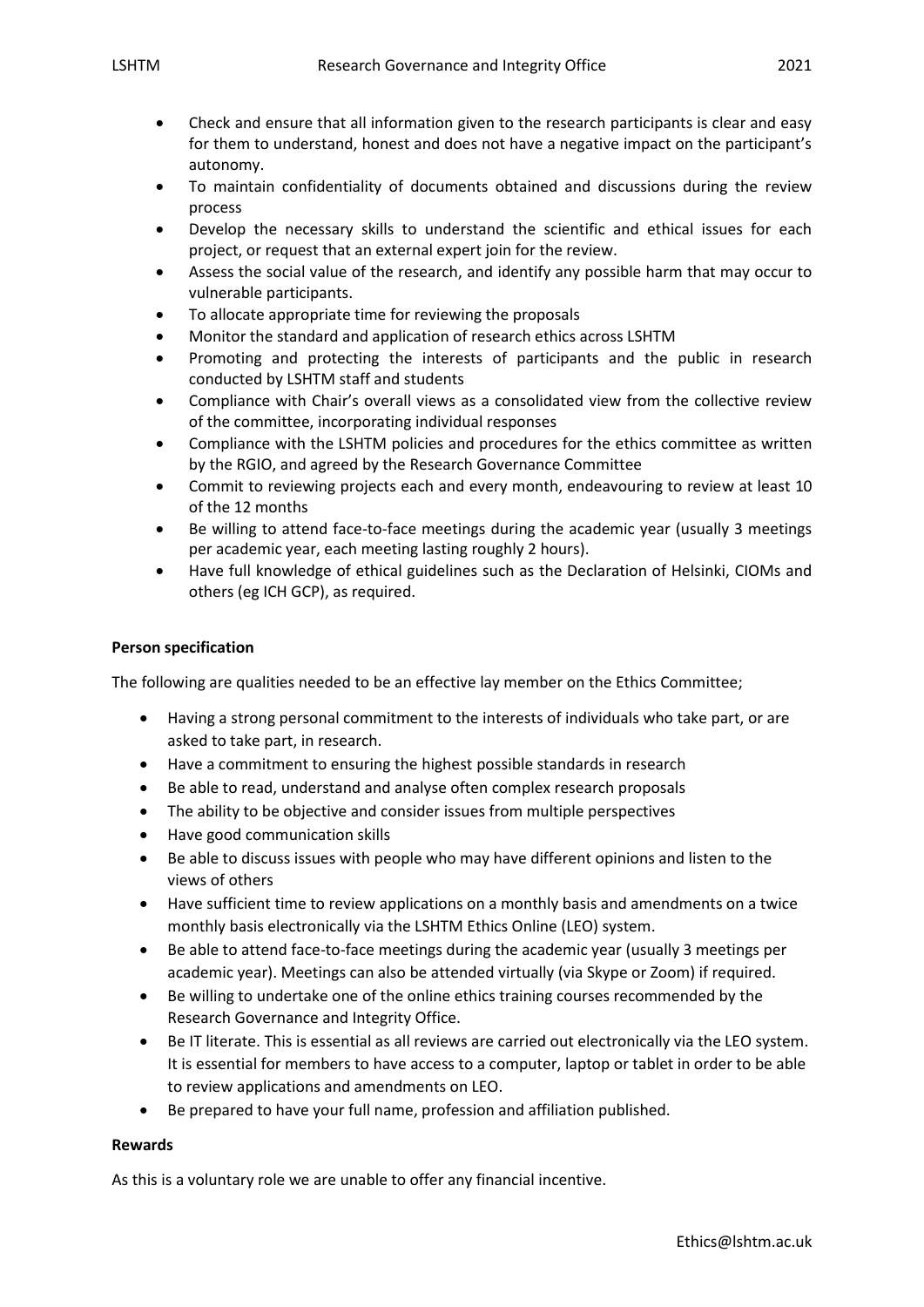- Check and ensure that all information given to the research participants is clear and easy for them to understand, honest and does not have a negative impact on the participant's autonomy.
- To maintain confidentiality of documents obtained and discussions during the review process
- Develop the necessary skills to understand the scientific and ethical issues for each project, or request that an external expert join for the review.
- Assess the social value of the research, and identify any possible harm that may occur to vulnerable participants.
- To allocate appropriate time for reviewing the proposals
- Monitor the standard and application of research ethics across LSHTM
- Promoting and protecting the interests of participants and the public in research conducted by LSHTM staff and students
- Compliance with Chair's overall views as a consolidated view from the collective review of the committee, incorporating individual responses
- Compliance with the LSHTM policies and procedures for the ethics committee as written by the RGIO, and agreed by the Research Governance Committee
- Commit to reviewing projects each and every month, endeavouring to review at least 10 of the 12 months
- Be willing to attend face-to-face meetings during the academic year (usually 3 meetings per academic year, each meeting lasting roughly 2 hours).
- Have full knowledge of ethical guidelines such as the Declaration of Helsinki, CIOMs and others (eg ICH GCP), as required.

**Person specification**

The following are qualities needed to be an effective lay member on the Ethics Committee;

- Having a strong personal commitment to the interests of individuals who take part, or are asked to take part, in research.
- Have a commitment to ensuring the highest possible standards in research
- Be able to read, understand and analyse often complex research proposals
- The ability to be objective and consider issues from multiple perspectives
- Have good communication skills
- Be able to discuss issues with people who may have different opinions and listen to the views of others
- Have sufficient time to review applications on a monthly basis and amendments on a twice monthly basis electronically via the LSHTM Ethics Online (LEO) system.
- Be able to attend face-to-face meetings during the academic year (usually 3 meetings per academic year). Meetings can also be attended virtually (via Skype or Zoom) if required.
- Be willing to undertake one of the online ethics training courses recommended by the Research Governance and Integrity Office.
- Be IT literate. This is essential as all reviews are carried out electronically via the LEO system. It is essential for members to have access to a computer, laptop or tablet in order to be able to review applications and amendments on LEO.
- Be prepared to have your full name, profession and affiliation published.

**Rewards**

As this is a voluntary role we are unable to offer any financial incentive.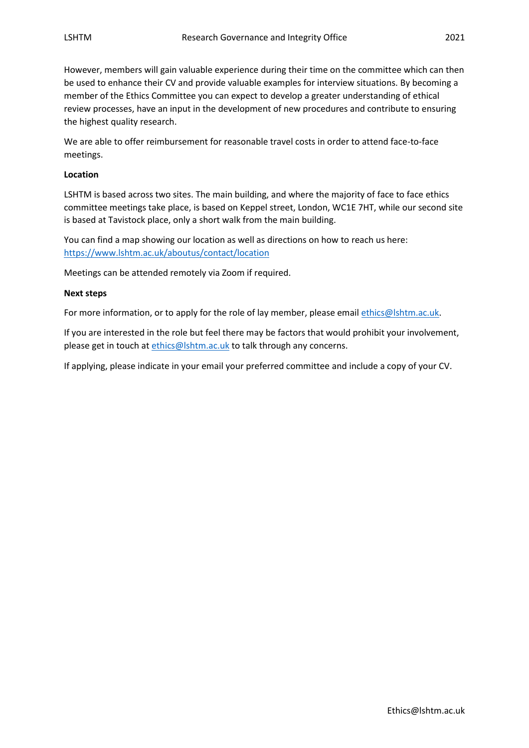However, members will gain valuable experience during their time on the committee which can then be used to enhance their CV and provide valuable examples for interview situations. By becoming a member of the Ethics Committee you can expect to develop a greater understanding of ethical review processes, have an input in the development of new procedures and contribute to ensuring the highest quality research.

We are able to offer reimbursement for reasonable travel costs in order to attend face-to-face meetings.

**Location**

LSHTM is based across two sites. The main building, and where the majority of face to face ethics committee meetings take place, is based on Keppel street, London, WC1E 7HT, while our second site is based at Tavistock place, only a short walk from the main building.

You can find a map showing our location as well as directions on how to reach us here: https://www.lshtm.ac.uk/aboutus/contact/location

Meetings can be attended remotely via Zoom if required.

**Next steps**

For more information, or to apply for the role of lay member, please email ethics@lshtm.ac.uk.

If you are interested in the role but feel there may be factors that would prohibit your involvement, please get in touch at ethics@lshtm.ac.uk to talk through any concerns.

If applying, please indicate in your email your preferred committee and include a copy of your CV.